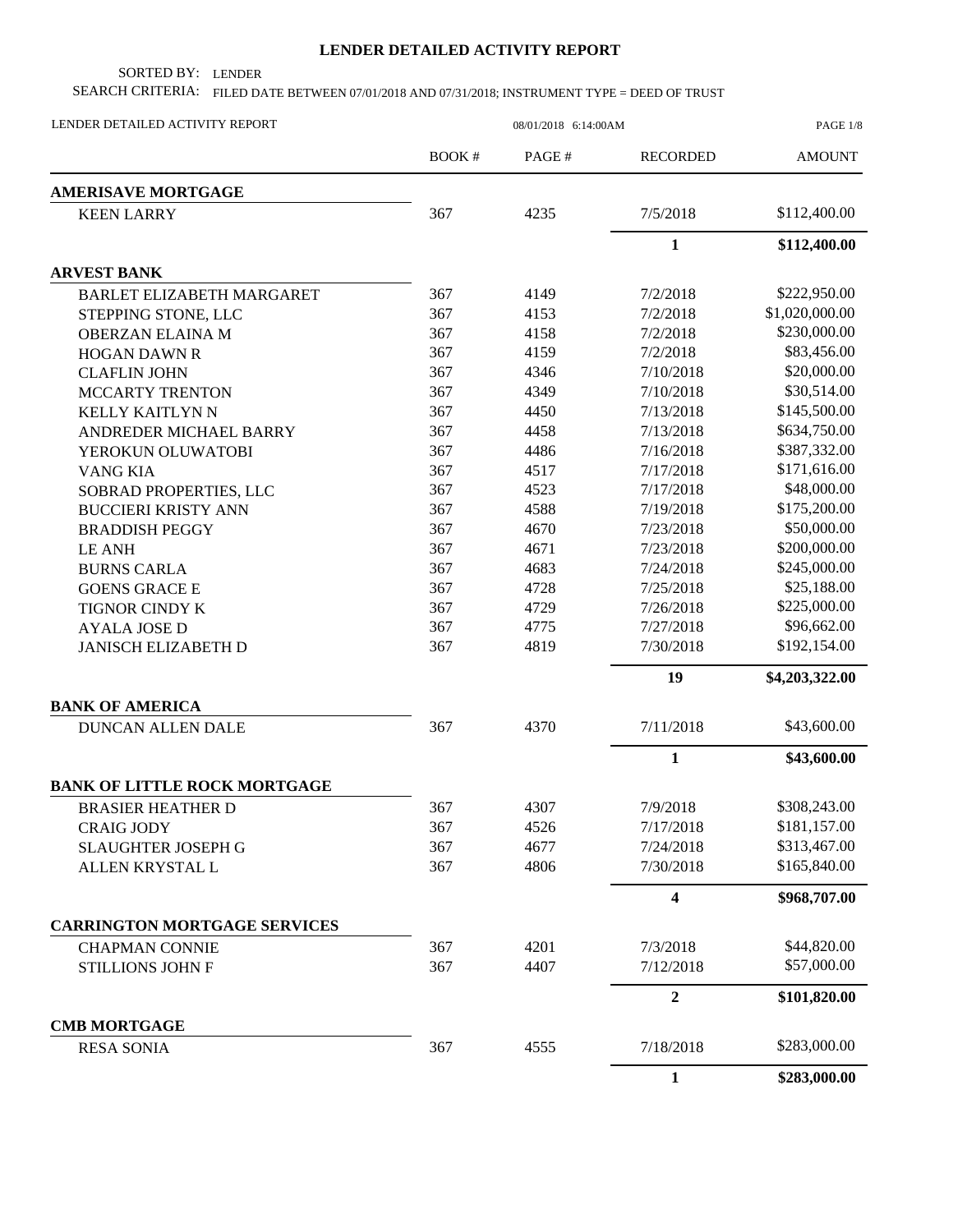# LENDER DETAILED ACTIVITY REPORT

SORTED BY: LENDER

SEARCH CRITERIA: FILED DATE BETWEEN 07/01/2018 AND 07/31/2018; INSTRUMENT TYPE = DEED OF TRUST

LENDER DETAILED ACTIVITY REPORT — 08/01/2018 6:14:00AM

| | BOOK # | PAGE # | RECORDED | AMOUNT |
|---|---|---|---|---|
| **AMERISAVE MORTGAGE** | | | | |
| KEEN LARRY | 367 | 4235 | 7/5/2018 | $112,400.00 |
| | | | **1** | **$112,400.00** |
| **ARVEST BANK** | | | | |
| BARLET ELIZABETH MARGARET | 367 | 4149 | 7/2/2018 | $222,950.00 |
| STEPPING STONE, LLC | 367 | 4153 | 7/2/2018 | $1,020,000.00 |
| OBERZAN ELAINA M | 367 | 4158 | 7/2/2018 | $230,000.00 |
| HOGAN DAWN R | 367 | 4159 | 7/2/2018 | $83,456.00 |
| CLAFLIN JOHN | 367 | 4346 | 7/10/2018 | $20,000.00 |
| MCCARTY TRENTON | 367 | 4349 | 7/10/2018 | $30,514.00 |
| KELLY KAITLYN N | 367 | 4450 | 7/13/2018 | $145,500.00 |
| ANDREDER MICHAEL BARRY | 367 | 4458 | 7/13/2018 | $634,750.00 |
| YEROKUN OLUWATOBI | 367 | 4486 | 7/16/2018 | $387,332.00 |
| VANG KIA | 367 | 4517 | 7/17/2018 | $171,616.00 |
| SOBRAD PROPERTIES, LLC | 367 | 4523 | 7/17/2018 | $48,000.00 |
| BUCCIERI KRISTY ANN | 367 | 4588 | 7/19/2018 | $175,200.00 |
| BRADDISH PEGGY | 367 | 4670 | 7/23/2018 | $50,000.00 |
| LE ANH | 367 | 4671 | 7/23/2018 | $200,000.00 |
| BURNS CARLA | 367 | 4683 | 7/24/2018 | $245,000.00 |
| GOENS GRACE E | 367 | 4728 | 7/25/2018 | $25,188.00 |
| TIGNOR CINDY K | 367 | 4729 | 7/26/2018 | $225,000.00 |
| AYALA JOSE D | 367 | 4775 | 7/27/2018 | $96,662.00 |
| JANISCH ELIZABETH D | 367 | 4819 | 7/30/2018 | $192,154.00 |
| | | | **19** | **$4,203,322.00** |
| **BANK OF AMERICA** | | | | |
| DUNCAN ALLEN DALE | 367 | 4370 | 7/11/2018 | $43,600.00 |
| | | | **1** | **$43,600.00** |
| **BANK OF LITTLE ROCK MORTGAGE** | | | | |
| BRASIER HEATHER D | 367 | 4307 | 7/9/2018 | $308,243.00 |
| CRAIG JODY | 367 | 4526 | 7/17/2018 | $181,157.00 |
| SLAUGHTER JOSEPH G | 367 | 4677 | 7/24/2018 | $313,467.00 |
| ALLEN KRYSTAL L | 367 | 4806 | 7/30/2018 | $165,840.00 |
| | | | **4** | **$968,707.00** |
| **CARRINGTON MORTGAGE SERVICES** | | | | |
| CHAPMAN CONNIE | 367 | 4201 | 7/3/2018 | $44,820.00 |
| STILLIONS JOHN F | 367 | 4407 | 7/12/2018 | $57,000.00 |
| | | | **2** | **$101,820.00** |
| **CMB MORTGAGE** | | | | |
| RESA SONIA | 367 | 4555 | 7/18/2018 | $283,000.00 |
| | | | **1** | **$283,000.00** |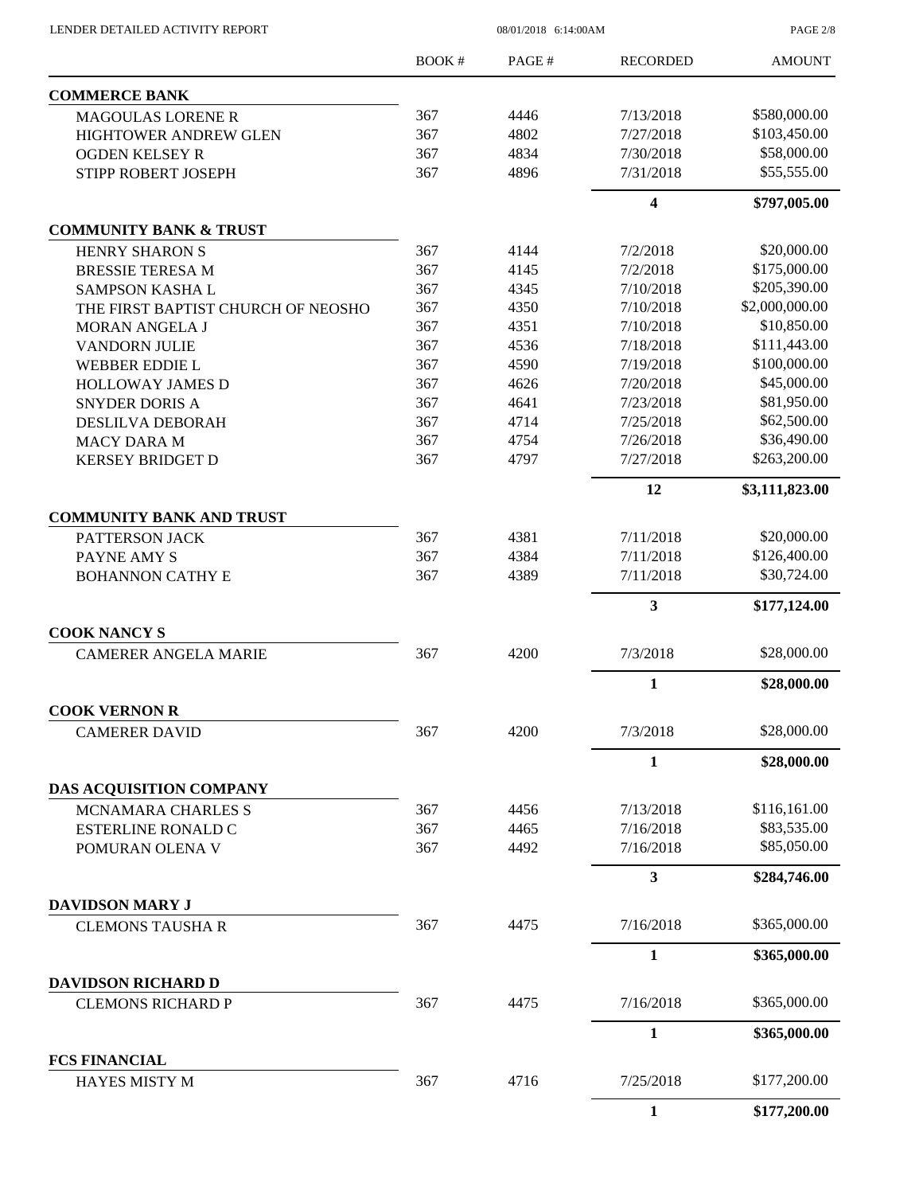| | BOOK # | PAGE # | RECORDED | AMOUNT |
|---|---|---|---|---|
| **COMMERCE BANK** | | | | |
| MAGOULAS LORENE R | 367 | 4446 | 7/13/2018 | \$580,000.00 |
| HIGHTOWER ANDREW GLEN | 367 | 4802 | 7/27/2018 | \$103,450.00 |
| OGDEN KELSEY R | 367 | 4834 | 7/30/2018 | \$58,000.00 |
| STIPP ROBERT JOSEPH | 367 | 4896 | 7/31/2018 | \$55,555.00 |
| | | | **4** | **\$797,005.00** |
| **COMMUNITY BANK & TRUST** | | | | |
| HENRY SHARON S | 367 | 4144 | 7/2/2018 | \$20,000.00 |
| BRESSIE TERESA M | 367 | 4145 | 7/2/2018 | \$175,000.00 |
| SAMPSON KASHA L | 367 | 4345 | 7/10/2018 | \$205,390.00 |
| THE FIRST BAPTIST CHURCH OF NEOSHO | 367 | 4350 | 7/10/2018 | \$2,000,000.00 |
| MORAN ANGELA J | 367 | 4351 | 7/10/2018 | \$10,850.00 |
| VANDORN JULIE | 367 | 4536 | 7/18/2018 | \$111,443.00 |
| WEBBER EDDIE L | 367 | 4590 | 7/19/2018 | \$100,000.00 |
| HOLLOWAY JAMES D | 367 | 4626 | 7/20/2018 | \$45,000.00 |
| SNYDER DORIS A | 367 | 4641 | 7/23/2018 | \$81,950.00 |
| DESLILVA DEBORAH | 367 | 4714 | 7/25/2018 | \$62,500.00 |
| MACY DARA M | 367 | 4754 | 7/26/2018 | \$36,490.00 |
| KERSEY BRIDGET D | 367 | 4797 | 7/27/2018 | \$263,200.00 |
| | | | **12** | **\$3,111,823.00** |
| **COMMUNITY BANK AND TRUST** | | | | |
| PATTERSON JACK | 367 | 4381 | 7/11/2018 | \$20,000.00 |
| PAYNE AMY S | 367 | 4384 | 7/11/2018 | \$126,400.00 |
| BOHANNON CATHY E | 367 | 4389 | 7/11/2018 | \$30,724.00 |
| | | | **3** | **\$177,124.00** |
| **COOK NANCY S** | | | | |
| CAMERER ANGELA MARIE | 367 | 4200 | 7/3/2018 | \$28,000.00 |
| | | | **1** | **\$28,000.00** |
| **COOK VERNON R** | | | | |
| CAMERER DAVID | 367 | 4200 | 7/3/2018 | \$28,000.00 |
| | | | **1** | **\$28,000.00** |
| **DAS ACQUISITION COMPANY** | | | | |
| MCNAMARA CHARLES S | 367 | 4456 | 7/13/2018 | \$116,161.00 |
| ESTERLINE RONALD C | 367 | 4465 | 7/16/2018 | \$83,535.00 |
| POMURAN OLENA V | 367 | 4492 | 7/16/2018 | \$85,050.00 |
| | | | **3** | **\$284,746.00** |
| **DAVIDSON MARY J** | | | | |
| CLEMONS TAUSHA R | 367 | 4475 | 7/16/2018 | \$365,000.00 |
| | | | **1** | **\$365,000.00** |
| **DAVIDSON RICHARD D** | | | | |
| CLEMONS RICHARD P | 367 | 4475 | 7/16/2018 | \$365,000.00 |
| | | | **1** | **\$365,000.00** |
| **FCS FINANCIAL** | | | | |
| HAYES MISTY M | 367 | 4716 | 7/25/2018 | \$177,200.00 |
| | | | **1** | **\$177,200.00** |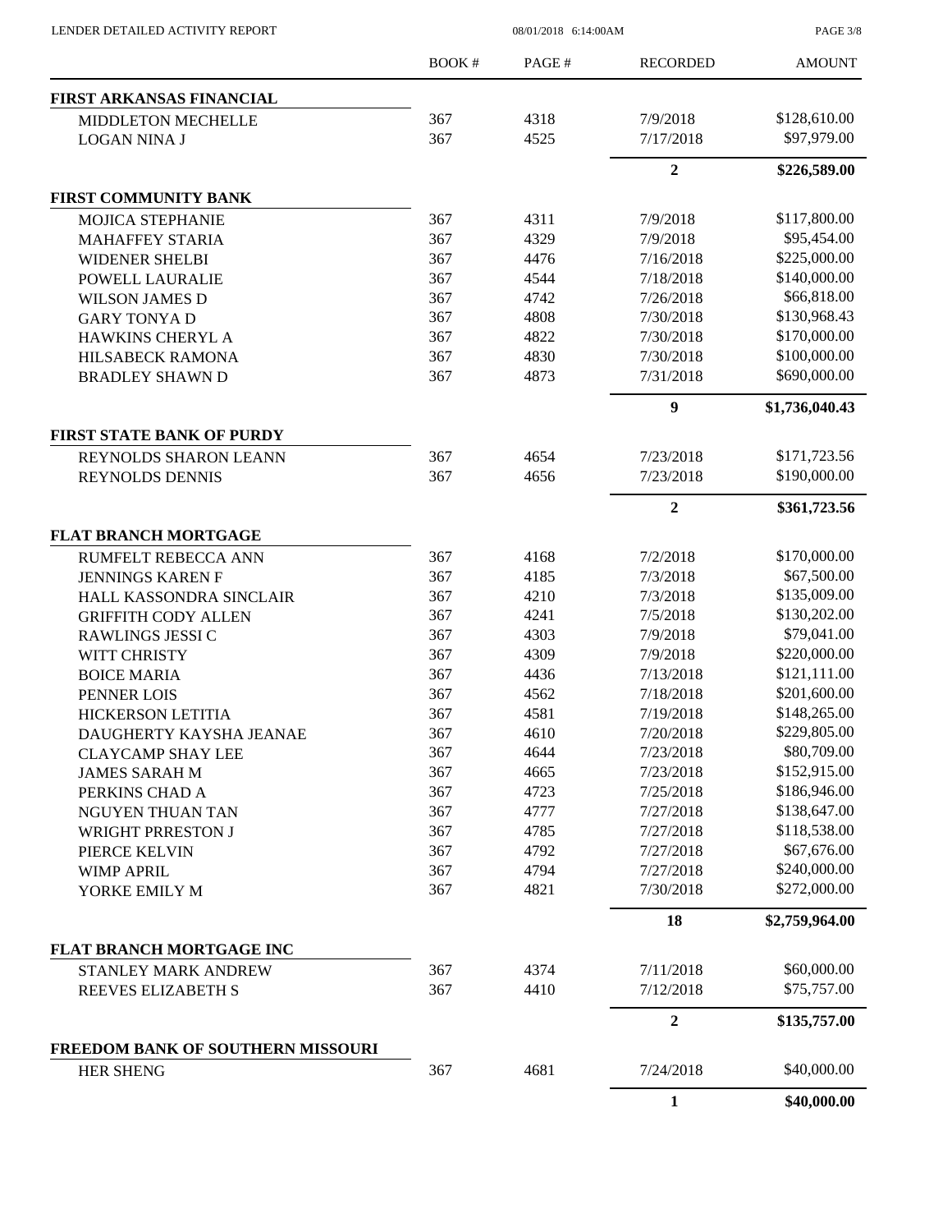| | BOOK # | PAGE # | RECORDED | AMOUNT |
|---|---|---|---|---|
| **FIRST ARKANSAS FINANCIAL** | | | | |
| MIDDLETON MECHELLE | 367 | 4318 | 7/9/2018 | \$128,610.00 |
| LOGAN NINA J | 367 | 4525 | 7/17/2018 | \$97,979.00 |
| | | | **2** | **\$226,589.00** |
| **FIRST COMMUNITY BANK** | | | | |
| MOJICA STEPHANIE | 367 | 4311 | 7/9/2018 | \$117,800.00 |
| MAHAFFEY STARIA | 367 | 4329 | 7/9/2018 | \$95,454.00 |
| WIDENER SHELBI | 367 | 4476 | 7/16/2018 | \$225,000.00 |
| POWELL LAURALIE | 367 | 4544 | 7/18/2018 | \$140,000.00 |
| WILSON JAMES D | 367 | 4742 | 7/26/2018 | \$66,818.00 |
| GARY TONYA D | 367 | 4808 | 7/30/2018 | \$130,968.43 |
| HAWKINS CHERYL A | 367 | 4822 | 7/30/2018 | \$170,000.00 |
| HILSABECK RAMONA | 367 | 4830 | 7/30/2018 | \$100,000.00 |
| BRADLEY SHAWN D | 367 | 4873 | 7/31/2018 | \$690,000.00 |
| | | | **9** | **\$1,736,040.43** |
| **FIRST STATE BANK OF PURDY** | | | | |
| REYNOLDS SHARON LEANN | 367 | 4654 | 7/23/2018 | \$171,723.56 |
| REYNOLDS DENNIS | 367 | 4656 | 7/23/2018 | \$190,000.00 |
| | | | **2** | **\$361,723.56** |
| **FLAT BRANCH MORTGAGE** | | | | |
| RUMFELT REBECCA ANN | 367 | 4168 | 7/2/2018 | \$170,000.00 |
| JENNINGS KAREN F | 367 | 4185 | 7/3/2018 | \$67,500.00 |
| HALL KASSONDRA SINCLAIR | 367 | 4210 | 7/3/2018 | \$135,009.00 |
| GRIFFITH CODY ALLEN | 367 | 4241 | 7/5/2018 | \$130,202.00 |
| RAWLINGS JESSI C | 367 | 4303 | 7/9/2018 | \$79,041.00 |
| WITT CHRISTY | 367 | 4309 | 7/9/2018 | \$220,000.00 |
| BOICE MARIA | 367 | 4436 | 7/13/2018 | \$121,111.00 |
| PENNER LOIS | 367 | 4562 | 7/18/2018 | \$201,600.00 |
| HICKERSON LETITIA | 367 | 4581 | 7/19/2018 | \$148,265.00 |
| DAUGHERTY KAYSHA JEANAE | 367 | 4610 | 7/20/2018 | \$229,805.00 |
| CLAYCAMP SHAY LEE | 367 | 4644 | 7/23/2018 | \$80,709.00 |
| JAMES SARAH M | 367 | 4665 | 7/23/2018 | \$152,915.00 |
| PERKINS CHAD A | 367 | 4723 | 7/25/2018 | \$186,946.00 |
| NGUYEN THUAN TAN | 367 | 4777 | 7/27/2018 | \$138,647.00 |
| WRIGHT PRRESTON J | 367 | 4785 | 7/27/2018 | \$118,538.00 |
| PIERCE KELVIN | 367 | 4792 | 7/27/2018 | \$67,676.00 |
| WIMP APRIL | 367 | 4794 | 7/27/2018 | \$240,000.00 |
| YORKE EMILY M | 367 | 4821 | 7/30/2018 | \$272,000.00 |
| | | | **18** | **\$2,759,964.00** |
| **FLAT BRANCH MORTGAGE INC** | | | | |
| STANLEY MARK ANDREW | 367 | 4374 | 7/11/2018 | \$60,000.00 |
| REEVES ELIZABETH S | 367 | 4410 | 7/12/2018 | \$75,757.00 |
| | | | **2** | **\$135,757.00** |
| **FREEDOM BANK OF SOUTHERN MISSOURI** | | | | |
| HER SHENG | 367 | 4681 | 7/24/2018 | \$40,000.00 |
| | | | **1** | **\$40,000.00** |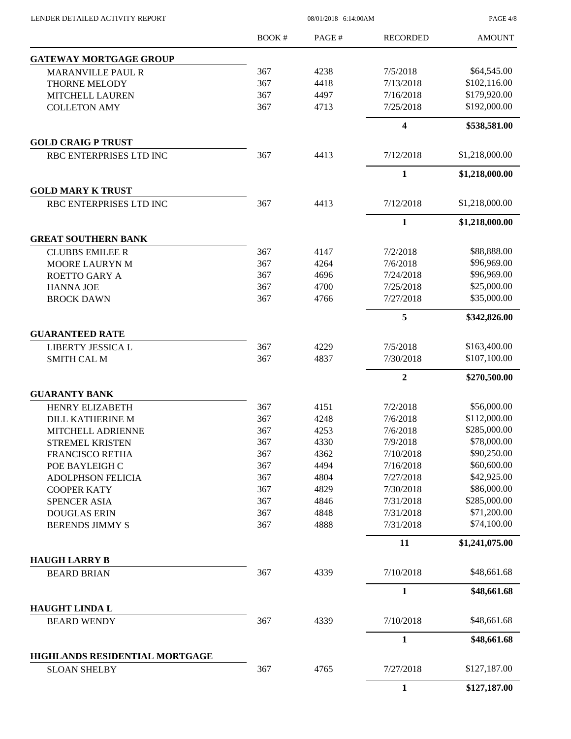| | BOOK # | PAGE # | RECORDED | AMOUNT |
|---|---|---|---|---|
| **GATEWAY MORTGAGE GROUP** | | | | |
| MARANVILLE PAUL R | 367 | 4238 | 7/5/2018 | $64,545.00 |
| THORNE MELODY | 367 | 4418 | 7/13/2018 | $102,116.00 |
| MITCHELL LAUREN | 367 | 4497 | 7/16/2018 | $179,920.00 |
| COLLETON AMY | 367 | 4713 | 7/25/2018 | $192,000.00 |
| | | | **4** | **$538,581.00** |
| **GOLD CRAIG P TRUST** | | | | |
| RBC ENTERPRISES LTD INC | 367 | 4413 | 7/12/2018 | $1,218,000.00 |
| | | | **1** | **$1,218,000.00** |
| **GOLD MARY K TRUST** | | | | |
| RBC ENTERPRISES LTD INC | 367 | 4413 | 7/12/2018 | $1,218,000.00 |
| | | | **1** | **$1,218,000.00** |
| **GREAT SOUTHERN BANK** | | | | |
| CLUBBS EMILEE R | 367 | 4147 | 7/2/2018 | $88,888.00 |
| MOORE LAURYN M | 367 | 4264 | 7/6/2018 | $96,969.00 |
| ROETTO GARY A | 367 | 4696 | 7/24/2018 | $96,969.00 |
| HANNA JOE | 367 | 4700 | 7/25/2018 | $25,000.00 |
| BROCK DAWN | 367 | 4766 | 7/27/2018 | $35,000.00 |
| | | | **5** | **$342,826.00** |
| **GUARANTEED RATE** | | | | |
| LIBERTY JESSICA L | 367 | 4229 | 7/5/2018 | $163,400.00 |
| SMITH CAL M | 367 | 4837 | 7/30/2018 | $107,100.00 |
| | | | **2** | **$270,500.00** |
| **GUARANTY BANK** | | | | |
| HENRY ELIZABETH | 367 | 4151 | 7/2/2018 | $56,000.00 |
| DILL KATHERINE M | 367 | 4248 | 7/6/2018 | $112,000.00 |
| MITCHELL ADRIENNE | 367 | 4253 | 7/6/2018 | $285,000.00 |
| STREMEL KRISTEN | 367 | 4330 | 7/9/2018 | $78,000.00 |
| FRANCISCO RETHA | 367 | 4362 | 7/10/2018 | $90,250.00 |
| POE BAYLEIGH C | 367 | 4494 | 7/16/2018 | $60,600.00 |
| ADOLPHSON FELICIA | 367 | 4804 | 7/27/2018 | $42,925.00 |
| COOPER KATY | 367 | 4829 | 7/30/2018 | $86,000.00 |
| SPENCER ASIA | 367 | 4846 | 7/31/2018 | $285,000.00 |
| DOUGLAS ERIN | 367 | 4848 | 7/31/2018 | $71,200.00 |
| BERENDS JIMMY S | 367 | 4888 | 7/31/2018 | $74,100.00 |
| | | | **11** | **$1,241,075.00** |
| **HAUGH LARRY B** | | | | |
| BEARD BRIAN | 367 | 4339 | 7/10/2018 | $48,661.68 |
| | | | **1** | **$48,661.68** |
| **HAUGHT LINDA L** | | | | |
| BEARD WENDY | 367 | 4339 | 7/10/2018 | $48,661.68 |
| | | | **1** | **$48,661.68** |
| **HIGHLANDS RESIDENTIAL MORTGAGE** | | | | |
| SLOAN SHELBY | 367 | 4765 | 7/27/2018 | $127,187.00 |
| | | | **1** | **$127,187.00** |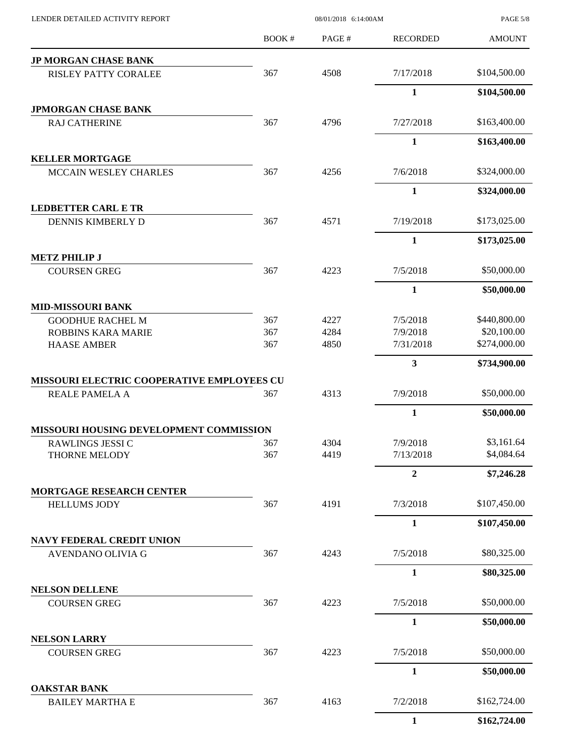| | BOOK # | PAGE # | RECORDED | AMOUNT |
|---|---|---|---|---|
| **JP MORGAN CHASE BANK** | | | | |
| RISLEY PATTY CORALEE | 367 | 4508 | 7/17/2018 | $104,500.00 |
| | | | **1** | **$104,500.00** |
| **JPMORGAN CHASE BANK** | | | | |
| RAJ CATHERINE | 367 | 4796 | 7/27/2018 | $163,400.00 |
| | | | **1** | **$163,400.00** |
| **KELLER MORTGAGE** | | | | |
| MCCAIN WESLEY CHARLES | 367 | 4256 | 7/6/2018 | $324,000.00 |
| | | | **1** | **$324,000.00** |
| **LEDBETTER CARL E TR** | | | | |
| DENNIS KIMBERLY D | 367 | 4571 | 7/19/2018 | $173,025.00 |
| | | | **1** | **$173,025.00** |
| **METZ PHILIP J** | | | | |
| COURSEN GREG | 367 | 4223 | 7/5/2018 | $50,000.00 |
| | | | **1** | **$50,000.00** |
| **MID-MISSOURI BANK** | | | | |
| GOODHUE RACHEL M | 367 | 4227 | 7/5/2018 | $440,800.00 |
| ROBBINS KARA MARIE | 367 | 4284 | 7/9/2018 | $20,100.00 |
| HAASE AMBER | 367 | 4850 | 7/31/2018 | $274,000.00 |
| | | | **3** | **$734,900.00** |
| **MISSOURI ELECTRIC COOPERATIVE EMPLOYEES CU** | | | | |
| REALE PAMELA A | 367 | 4313 | 7/9/2018 | $50,000.00 |
| | | | **1** | **$50,000.00** |
| **MISSOURI HOUSING DEVELOPMENT COMMISSION** | | | | |
| RAWLINGS JESSI C | 367 | 4304 | 7/9/2018 | $3,161.64 |
| THORNE MELODY | 367 | 4419 | 7/13/2018 | $4,084.64 |
| | | | **2** | **$7,246.28** |
| **MORTGAGE RESEARCH CENTER** | | | | |
| HELLUMS JODY | 367 | 4191 | 7/3/2018 | $107,450.00 |
| | | | **1** | **$107,450.00** |
| **NAVY FEDERAL CREDIT UNION** | | | | |
| AVENDANO OLIVIA G | 367 | 4243 | 7/5/2018 | $80,325.00 |
| | | | **1** | **$80,325.00** |
| **NELSON DELLENE** | | | | |
| COURSEN GREG | 367 | 4223 | 7/5/2018 | $50,000.00 |
| | | | **1** | **$50,000.00** |
| **NELSON LARRY** | | | | |
| COURSEN GREG | 367 | 4223 | 7/5/2018 | $50,000.00 |
| | | | **1** | **$50,000.00** |
| **OAKSTAR BANK** | | | | |
| BAILEY MARTHA E | 367 | 4163 | 7/2/2018 | $162,724.00 |
| | | | **1** | **$162,724.00** |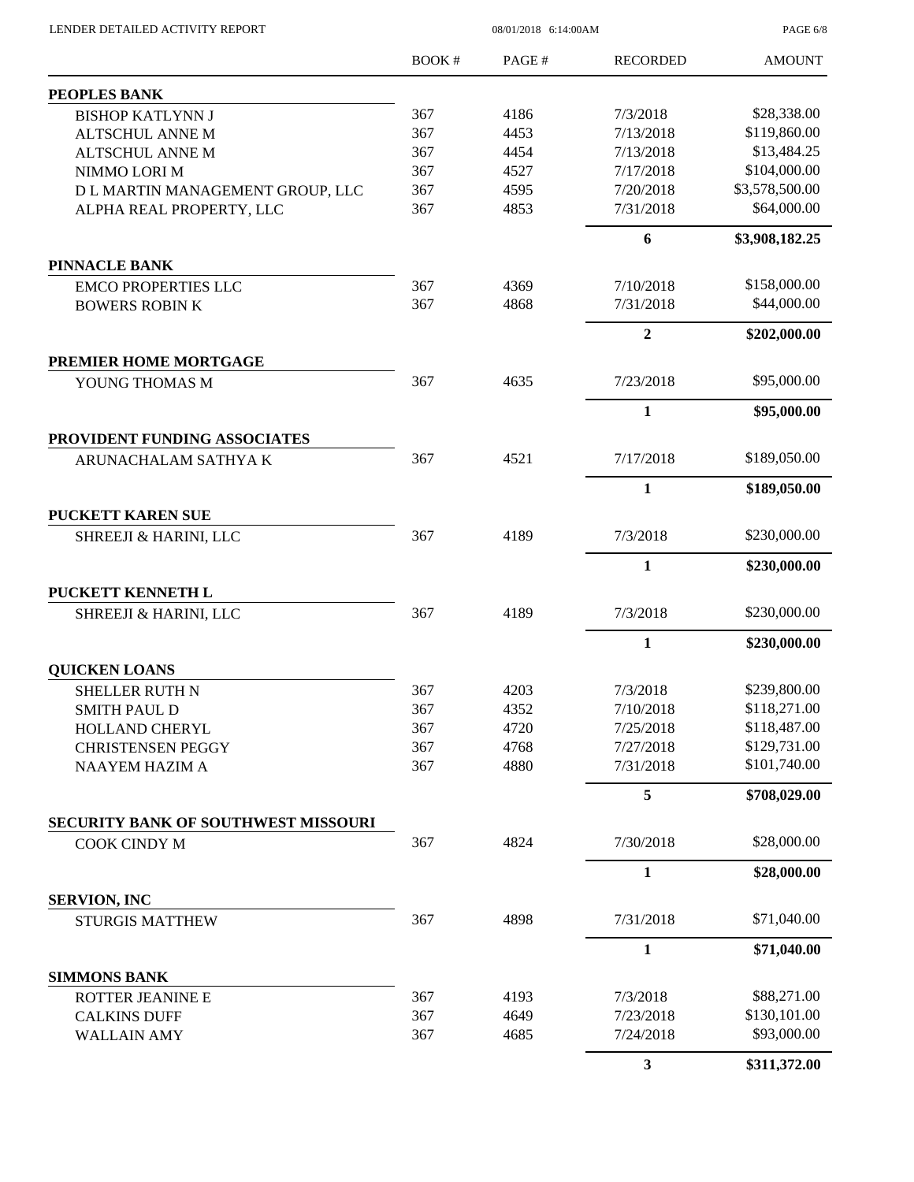| | BOOK # | PAGE # | RECORDED | AMOUNT |
|---|---|---|---|---|
| **PEOPLES BANK** | | | | |
| BISHOP KATLYNN J | 367 | 4186 | 7/3/2018 | $28,338.00 |
| ALTSCHUL ANNE M | 367 | 4453 | 7/13/2018 | $119,860.00 |
| ALTSCHUL ANNE M | 367 | 4454 | 7/13/2018 | $13,484.25 |
| NIMMO LORI M | 367 | 4527 | 7/17/2018 | $104,000.00 |
| D L MARTIN MANAGEMENT GROUP, LLC | 367 | 4595 | 7/20/2018 | $3,578,500.00 |
| ALPHA REAL PROPERTY, LLC | 367 | 4853 | 7/31/2018 | $64,000.00 |
| | | | **6** | **$3,908,182.25** |
| **PINNACLE BANK** | | | | |
| EMCO PROPERTIES LLC | 367 | 4369 | 7/10/2018 | $158,000.00 |
| BOWERS ROBIN K | 367 | 4868 | 7/31/2018 | $44,000.00 |
| | | | **2** | **$202,000.00** |
| **PREMIER HOME MORTGAGE** | | | | |
| YOUNG THOMAS M | 367 | 4635 | 7/23/2018 | $95,000.00 |
| | | | **1** | **$95,000.00** |
| **PROVIDENT FUNDING ASSOCIATES** | | | | |
| ARUNACHALAM SATHYA K | 367 | 4521 | 7/17/2018 | $189,050.00 |
| | | | **1** | **$189,050.00** |
| **PUCKETT KAREN SUE** | | | | |
| SHREEJI & HARINI, LLC | 367 | 4189 | 7/3/2018 | $230,000.00 |
| | | | **1** | **$230,000.00** |
| **PUCKETT KENNETH L** | | | | |
| SHREEJI & HARINI, LLC | 367 | 4189 | 7/3/2018 | $230,000.00 |
| | | | **1** | **$230,000.00** |
| **QUICKEN LOANS** | | | | |
| SHELLER RUTH N | 367 | 4203 | 7/3/2018 | $239,800.00 |
| SMITH PAUL D | 367 | 4352 | 7/10/2018 | $118,271.00 |
| HOLLAND CHERYL | 367 | 4720 | 7/25/2018 | $118,487.00 |
| CHRISTENSEN PEGGY | 367 | 4768 | 7/27/2018 | $129,731.00 |
| NAAYEM HAZIM A | 367 | 4880 | 7/31/2018 | $101,740.00 |
| | | | **5** | **$708,029.00** |
| **SECURITY BANK OF SOUTHWEST MISSOURI** | | | | |
| COOK CINDY M | 367 | 4824 | 7/30/2018 | $28,000.00 |
| | | | **1** | **$28,000.00** |
| **SERVION, INC** | | | | |
| STURGIS MATTHEW | 367 | 4898 | 7/31/2018 | $71,040.00 |
| | | | **1** | **$71,040.00** |
| **SIMMONS BANK** | | | | |
| ROTTER JEANINE E | 367 | 4193 | 7/3/2018 | $88,271.00 |
| CALKINS DUFF | 367 | 4649 | 7/23/2018 | $130,101.00 |
| WALLAIN AMY | 367 | 4685 | 7/24/2018 | $93,000.00 |
| | | | **3** | **$311,372.00** |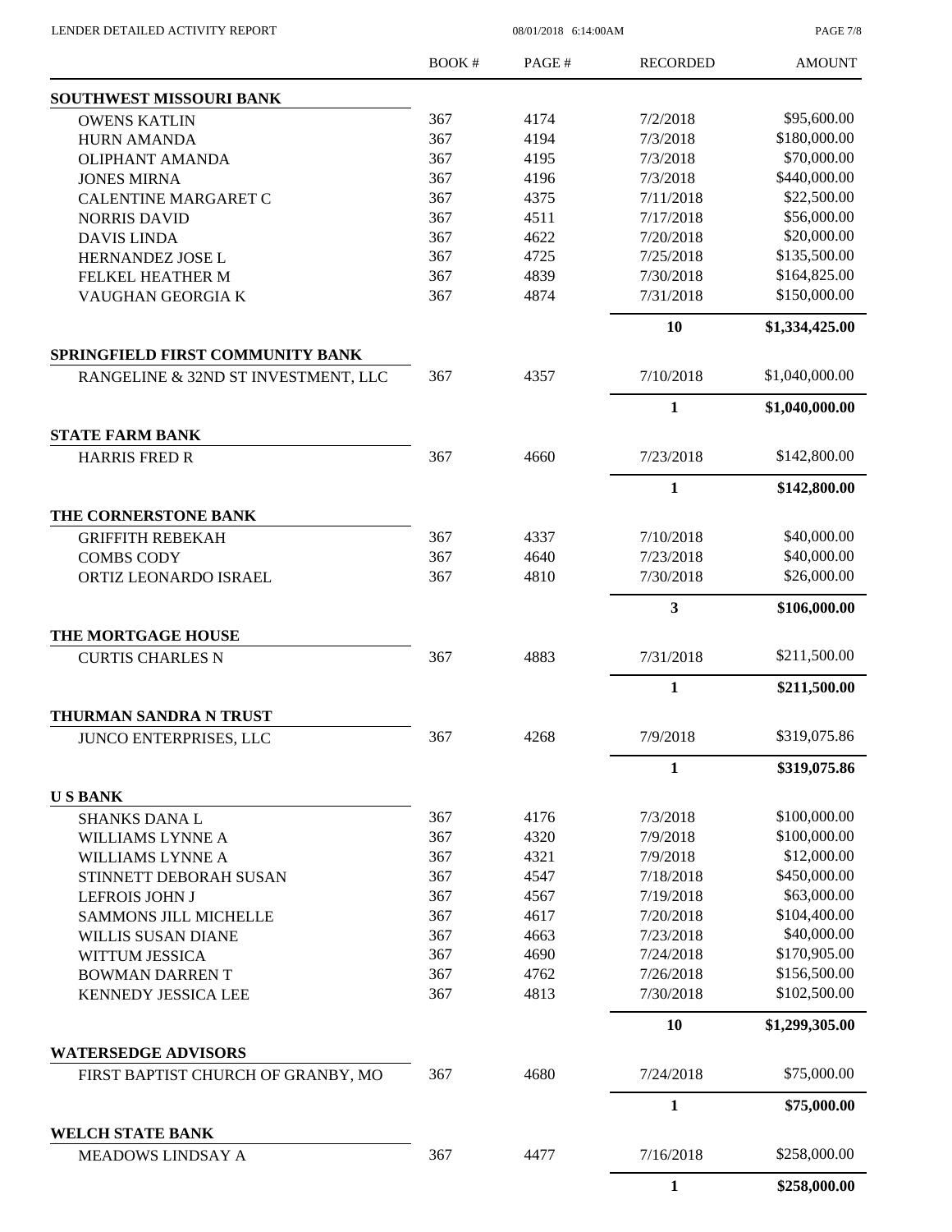| | BOOK # | PAGE # | RECORDED | AMOUNT |
|---|---|---|---|---|
| **SOUTHWEST MISSOURI BANK** | | | | |
| OWENS KATLIN | 367 | 4174 | 7/2/2018 | $95,600.00 |
| HURN AMANDA | 367 | 4194 | 7/3/2018 | $180,000.00 |
| OLIPHANT AMANDA | 367 | 4195 | 7/3/2018 | $70,000.00 |
| JONES MIRNA | 367 | 4196 | 7/3/2018 | $440,000.00 |
| CALENTINE MARGARET C | 367 | 4375 | 7/11/2018 | $22,500.00 |
| NORRIS DAVID | 367 | 4511 | 7/17/2018 | $56,000.00 |
| DAVIS LINDA | 367 | 4622 | 7/20/2018 | $20,000.00 |
| HERNANDEZ JOSE L | 367 | 4725 | 7/25/2018 | $135,500.00 |
| FELKEL HEATHER M | 367 | 4839 | 7/30/2018 | $164,825.00 |
| VAUGHAN GEORGIA K | 367 | 4874 | 7/31/2018 | $150,000.00 |
| | | | **10** | **$1,334,425.00** |
| **SPRINGFIELD FIRST COMMUNITY BANK** | | | | |
| RANGELINE & 32ND ST INVESTMENT, LLC | 367 | 4357 | 7/10/2018 | $1,040,000.00 |
| | | | **1** | **$1,040,000.00** |
| **STATE FARM BANK** | | | | |
| HARRIS FRED R | 367 | 4660 | 7/23/2018 | $142,800.00 |
| | | | **1** | **$142,800.00** |
| **THE CORNERSTONE BANK** | | | | |
| GRIFFITH REBEKAH | 367 | 4337 | 7/10/2018 | $40,000.00 |
| COMBS CODY | 367 | 4640 | 7/23/2018 | $40,000.00 |
| ORTIZ LEONARDO ISRAEL | 367 | 4810 | 7/30/2018 | $26,000.00 |
| | | | **3** | **$106,000.00** |
| **THE MORTGAGE HOUSE** | | | | |
| CURTIS CHARLES N | 367 | 4883 | 7/31/2018 | $211,500.00 |
| | | | **1** | **$211,500.00** |
| **THURMAN SANDRA N TRUST** | | | | |
| JUNCO ENTERPRISES, LLC | 367 | 4268 | 7/9/2018 | $319,075.86 |
| | | | **1** | **$319,075.86** |
| **U S BANK** | | | | |
| SHANKS DANA L | 367 | 4176 | 7/3/2018 | $100,000.00 |
| WILLIAMS LYNNE A | 367 | 4320 | 7/9/2018 | $100,000.00 |
| WILLIAMS LYNNE A | 367 | 4321 | 7/9/2018 | $12,000.00 |
| STINNETT DEBORAH SUSAN | 367 | 4547 | 7/18/2018 | $450,000.00 |
| LEFROIS JOHN J | 367 | 4567 | 7/19/2018 | $63,000.00 |
| SAMMONS JILL MICHELLE | 367 | 4617 | 7/20/2018 | $104,400.00 |
| WILLIS SUSAN DIANE | 367 | 4663 | 7/23/2018 | $40,000.00 |
| WITTUM JESSICA | 367 | 4690 | 7/24/2018 | $170,905.00 |
| BOWMAN DARREN T | 367 | 4762 | 7/26/2018 | $156,500.00 |
| KENNEDY JESSICA LEE | 367 | 4813 | 7/30/2018 | $102,500.00 |
| | | | **10** | **$1,299,305.00** |
| **WATERSEDGE ADVISORS** | | | | |
| FIRST BAPTIST CHURCH OF GRANBY, MO | 367 | 4680 | 7/24/2018 | $75,000.00 |
| | | | **1** | **$75,000.00** |
| **WELCH STATE BANK** | | | | |
| MEADOWS LINDSAY A | 367 | 4477 | 7/16/2018 | $258,000.00 |
| | | | **1** | **$258,000.00** |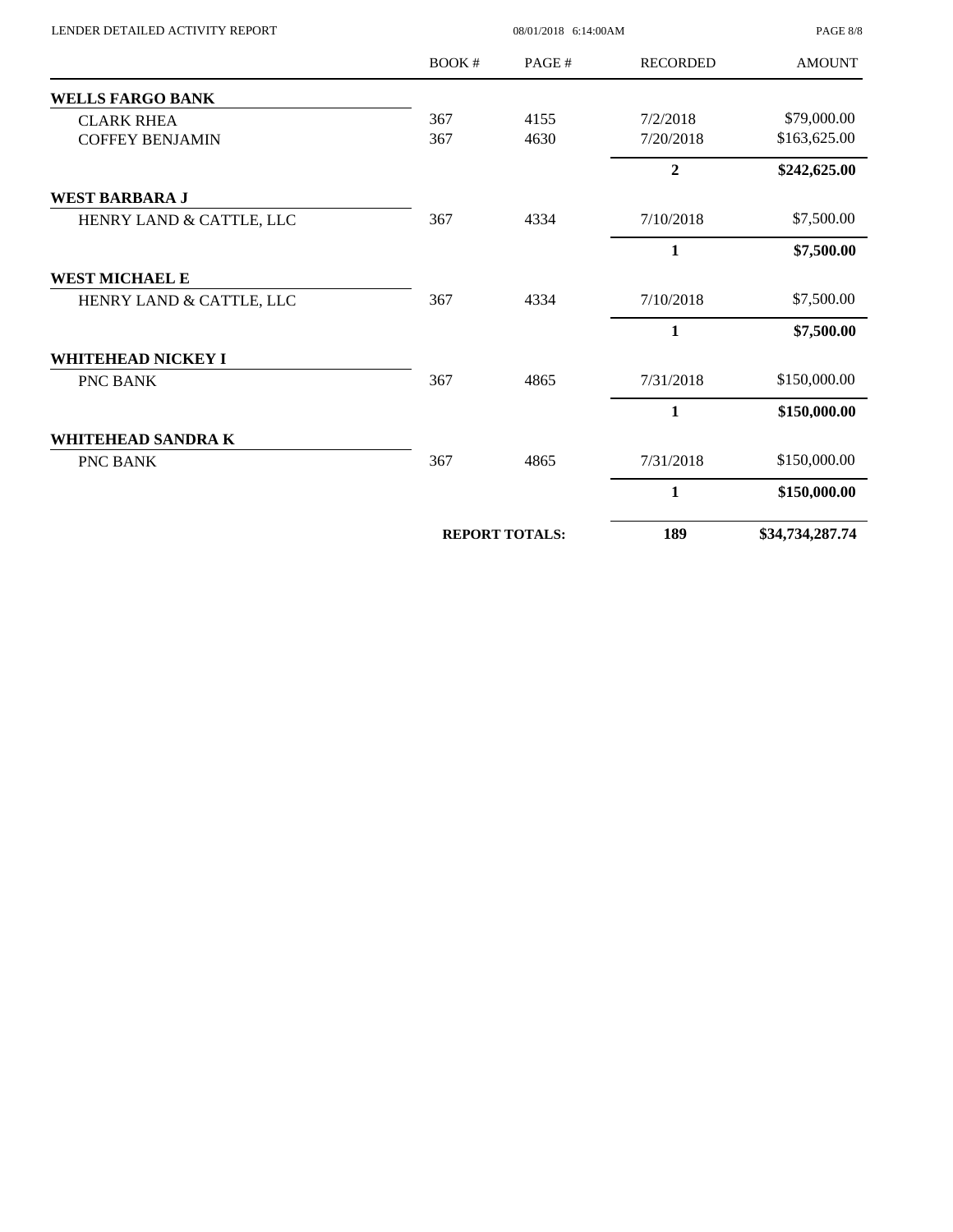| | BOOK # | PAGE # | RECORDED | AMOUNT |
|---|---|---|---|---|
| **WELLS FARGO BANK** | | | | |
| CLARK RHEA | 367 | 4155 | 7/2/2018 | $79,000.00 |
| COFFEY BENJAMIN | 367 | 4630 | 7/20/2018 | $163,625.00 |
| | | | **2** | **$242,625.00** |
| **WEST BARBARA J** | | | | |
| HENRY LAND & CATTLE, LLC | 367 | 4334 | 7/10/2018 | $7,500.00 |
| | | | **1** | **$7,500.00** |
| **WEST MICHAEL E** | | | | |
| HENRY LAND & CATTLE, LLC | 367 | 4334 | 7/10/2018 | $7,500.00 |
| | | | **1** | **$7,500.00** |
| **WHITEHEAD NICKEY I** | | | | |
| PNC BANK | 367 | 4865 | 7/31/2018 | $150,000.00 |
| | | | **1** | **$150,000.00** |
| **WHITEHEAD SANDRA K** | | | | |
| PNC BANK | 367 | 4865 | 7/31/2018 | $150,000.00 |
| | | | **1** | **$150,000.00** |
| | **REPORT TOTALS:** | | **189** | **$34,734,287.74** |